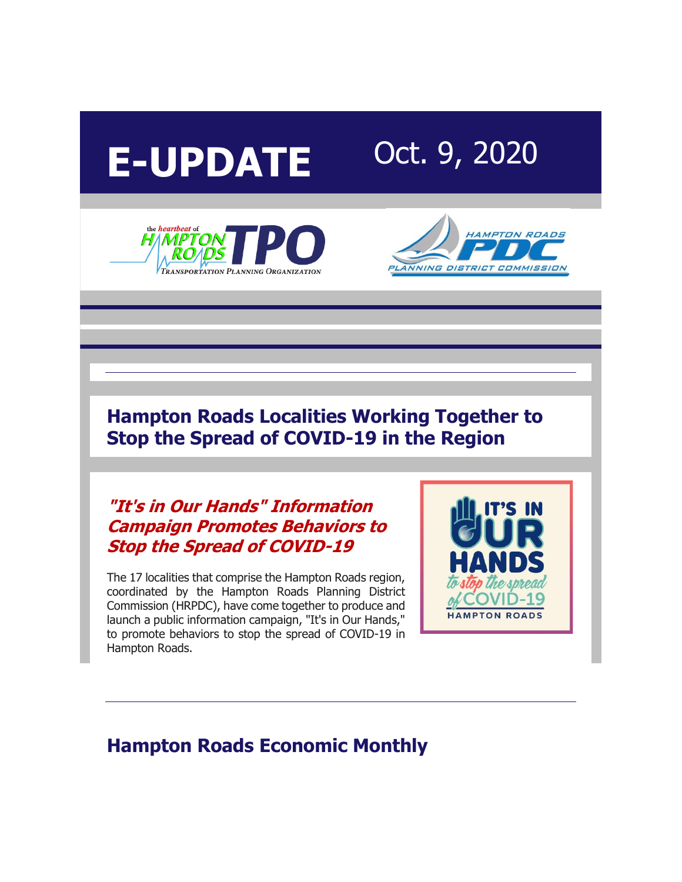# E-UPDATE

Oct. 9, 2020

## Hampton Roads Localities Working Together to Stop the Spread of COVID-19 in the Region

### *"It's in Our Hands" Information Campaign Promotes Behaviors to Stop the Spread of COVID-19*

The 17 localities that comprise the Hampton Roads region, coordinated by the Hampton Roads Planning District Commission (HRPDC), have come together to produce and launch a public information campaign, "It's in Our Hands," to promote behaviors to stop the spread of COVID-19 in Hampton Roads.

## Hampton Roads Economic Monthly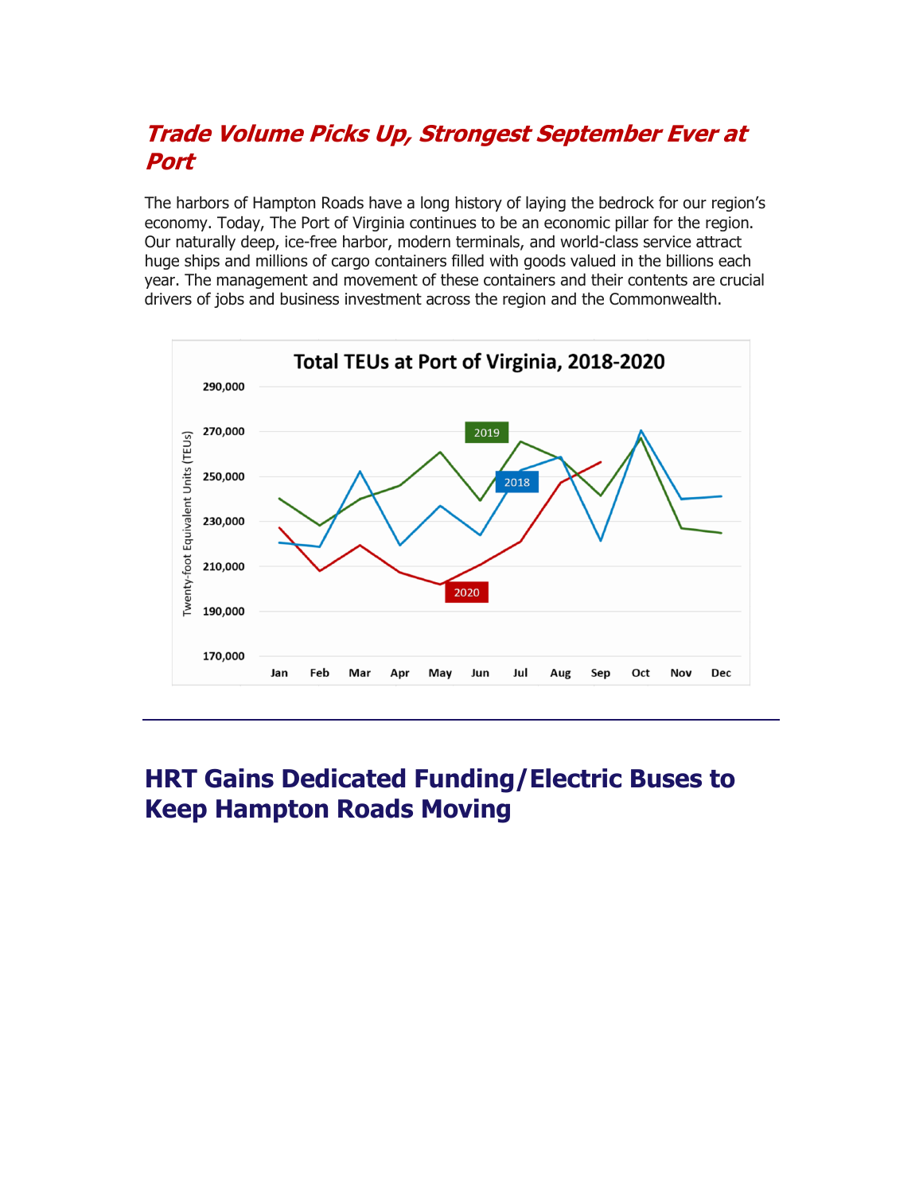## *Trade Volume Picks Up, Strongest September Ever at Port*

The harbors of Hampton Roads have a long history of laying the bedrock for our region's economy. Today, The Port of Virginia continues to be an economic pillar for the region. Our naturally deep, ice-free harbor, modern terminals, and world-class service attract huge ships and millions of cargo containers filled with goods valued in the billions each year. The management and movement of these containers and their contents are crucial drivers of jobs and business investment across the region and the Commonwealth.

Total TEUs at Port of Virginia, 2018-2020

Twenty-foot Equivalent Units (TEUs)

290,000
270,000
250,000
230,000
210,000
190,000
170,000

Jan Feb Mar Apr May Jun Jul Aug Sep Oct Nov Dec

2019
2018
2020

---

## HRT Gains Dedicated Funding/Electric Buses to Keep Hampton Roads Moving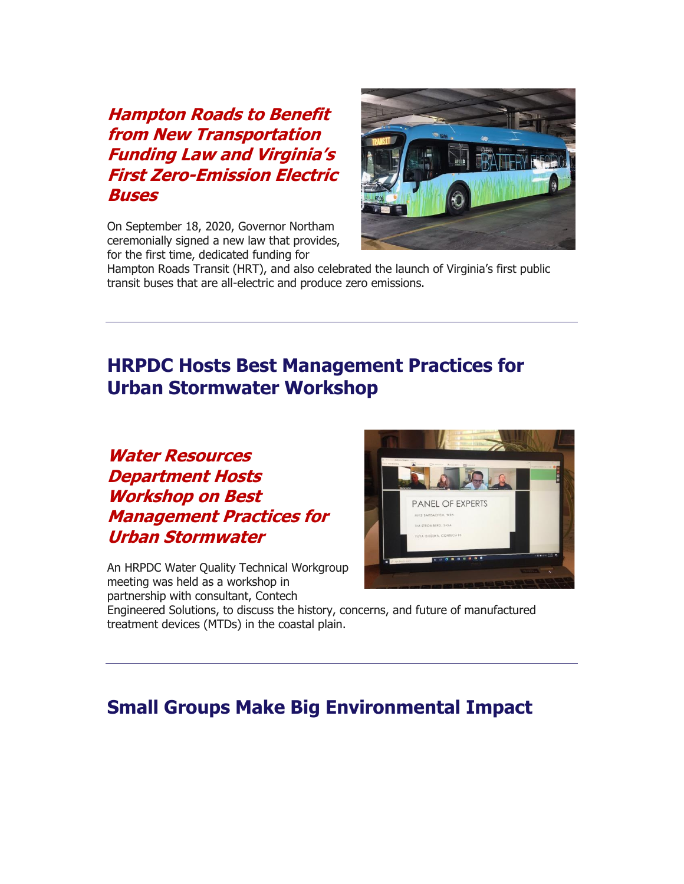### *Hampton Roads to Benefit from New Transportation Funding Law and Virginia's First Zero-Emission Electric Buses*

On September 18, 2020, Governor Northam ceremonially signed a new law that provides, for the first time, dedicated funding for Hampton Roads Transit (HRT), and also celebrated the launch of Virginia's first public transit buses that are all-electric and produce zero emissions.

---

## HRPDC Hosts Best Management Practices for Urban Stormwater Workshop

### *Water Resources Department Hosts Workshop on Best Management Practices for Urban Stormwater*

An HRPDC Water Quality Technical Workgroup meeting was held as a workshop in partnership with consultant, Contech Engineered Solutions, to discuss the history, concerns, and future of manufactured treatment devices (MTDs) in the coastal plain.

---

## Small Groups Make Big Environmental Impact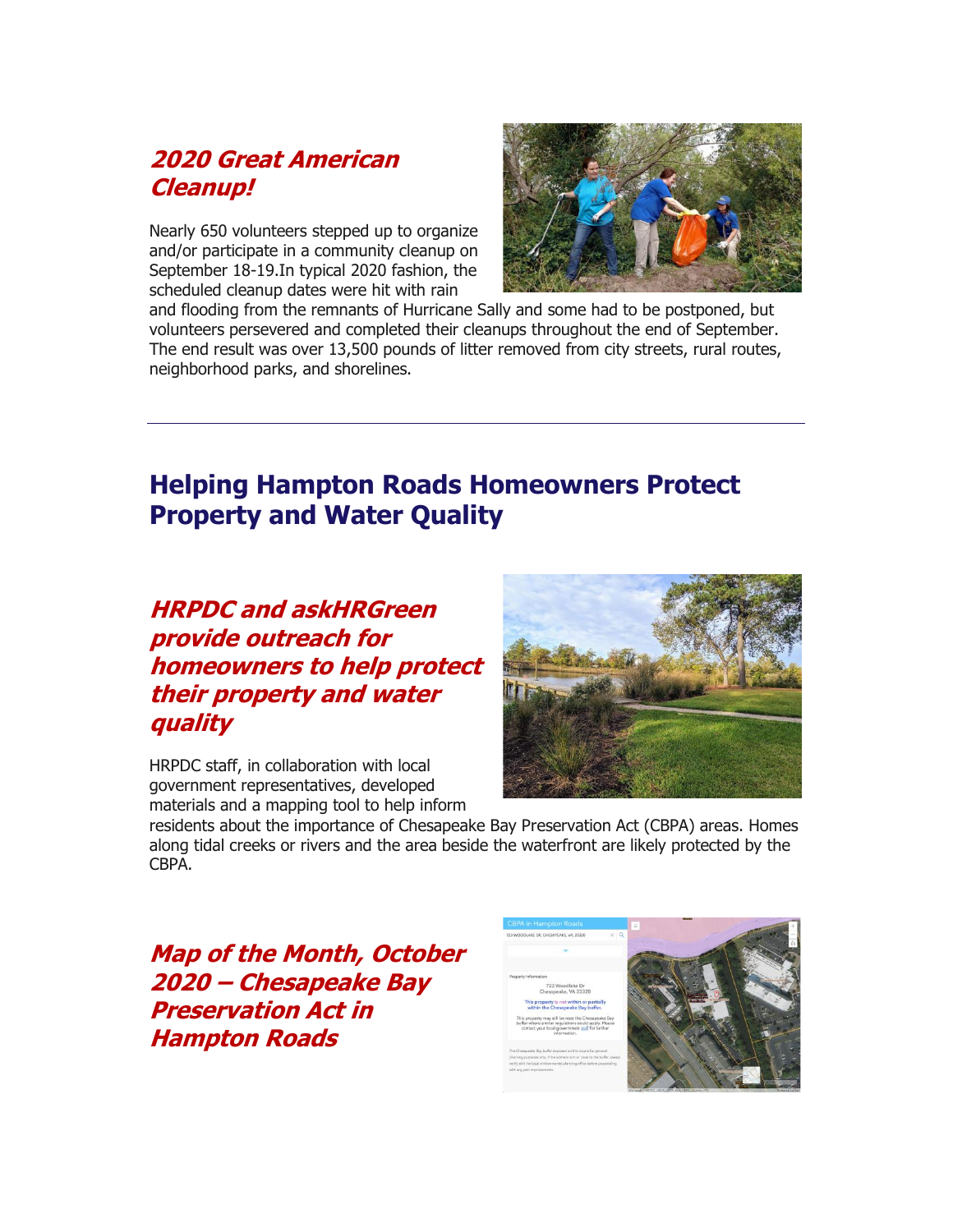## *2020 Great American Cleanup!*

Nearly 650 volunteers stepped up to organize and/or participate in a community cleanup on September 18-19.In typical 2020 fashion, the scheduled cleanup dates were hit with rain and flooding from the remnants of Hurricane Sally and some had to be postponed, but volunteers persevered and completed their cleanups throughout the end of September. The end result was over 13,500 pounds of litter removed from city streets, rural routes, neighborhood parks, and shorelines.

---

# Helping Hampton Roads Homeowners Protect Property and Water Quality

## *HRPDC and askHRGreen provide outreach for homeowners to help protect their property and water quality*

HRPDC staff, in collaboration with local government representatives, developed materials and a mapping tool to help inform residents about the importance of Chesapeake Bay Preservation Act (CBPA) areas. Homes along tidal creeks or rivers and the area beside the waterfront are likely protected by the CBPA.

## *Map of the Month, October 2020 – Chesapeake Bay Preservation Act in Hampton Roads*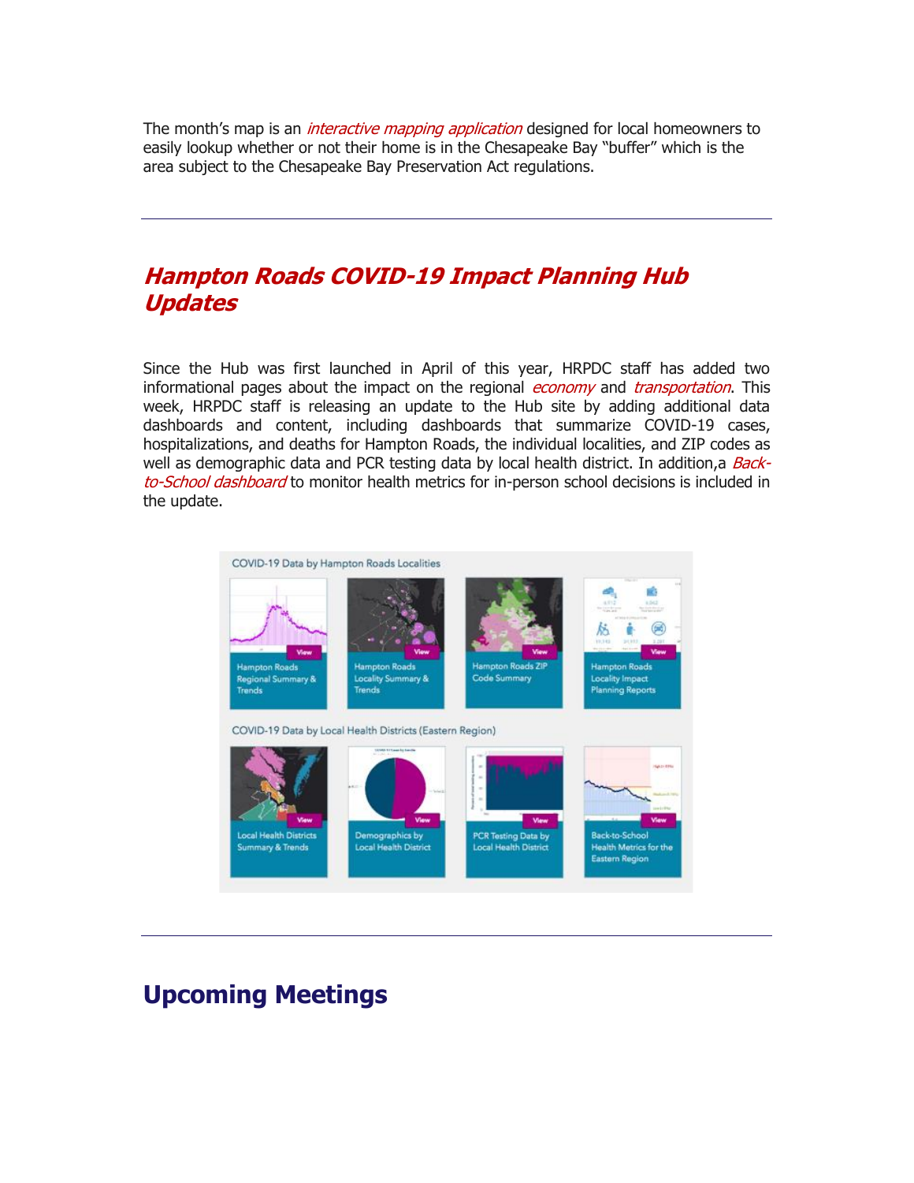The month's map is an *interactive mapping application* designed for local homeowners to easily lookup whether or not their home is in the Chesapeake Bay "buffer" which is the area subject to the Chesapeake Bay Preservation Act regulations.

---

## *Hampton Roads COVID-19 Impact Planning Hub Updates*

Since the Hub was first launched in April of this year, HRPDC staff has added two informational pages about the impact on the regional *economy* and *transportation*. This week, HRPDC staff is releasing an update to the Hub site by adding additional data dashboards and content, including dashboards that summarize COVID-19 cases, hospitalizations, and deaths for Hampton Roads, the individual localities, and ZIP codes as well as demographic data and PCR testing data by local health district. In addition,a *Back-to-School dashboard* to monitor health metrics for in-person school decisions is included in the update.

COVID-19 Data by Hampton Roads Localities

- Hampton Roads Regional Summary & Trends
- Hampton Roads Locality Summary & Trends
- Hampton Roads ZIP Code Summary
- Hampton Roads Locality Impact Planning Reports

COVID-19 Data by Local Health Districts (Eastern Region)

- Local Health Districts Summary & Trends
- Demographics by Local Health District
- PCR Testing Data by Local Health District
- Back-to-School Health Metrics for the Eastern Region

---

## Upcoming Meetings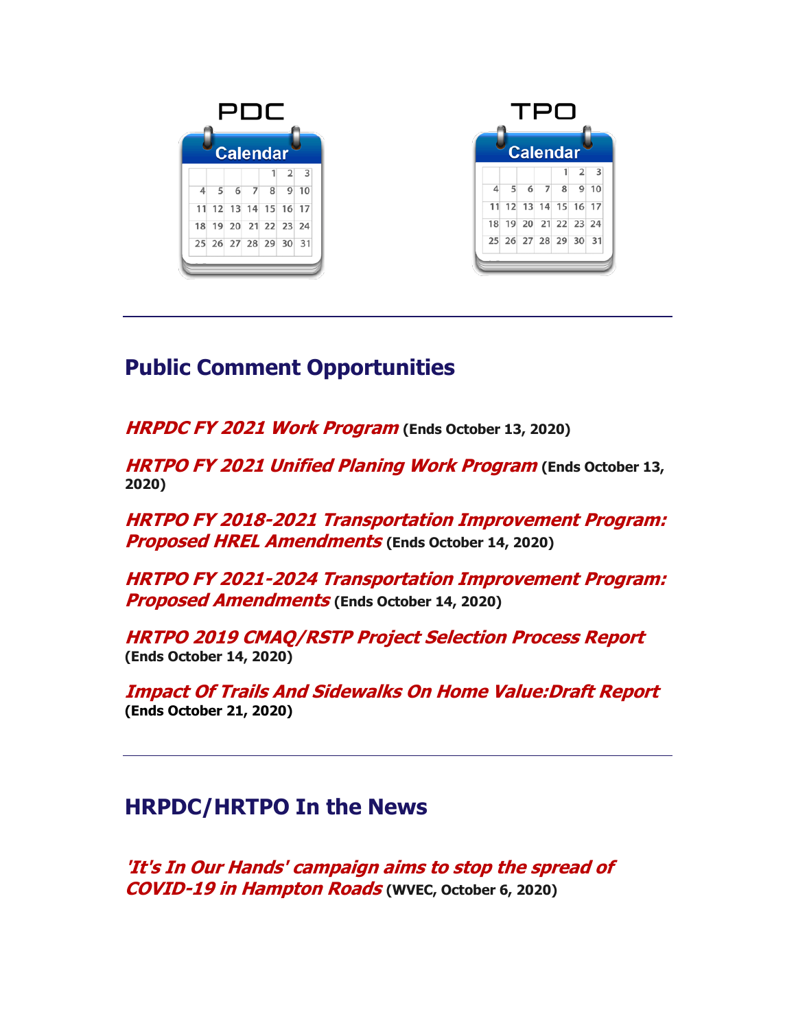PDC

TPO

## Public Comment Opportunities

***HRPDC FY 2021 Work Program*** **(Ends October 13, 2020)**

***HRTPO FY 2021 Unified Planing Work Program*** **(Ends October 13, 2020)**

***HRTPO FY 2018-2021 Transportation Improvement Program: Proposed HREL Amendments*** **(Ends October 14, 2020)**

***HRTPO FY 2021-2024 Transportation Improvement Program: Proposed Amendments*** **(Ends October 14, 2020)**

***HRTPO 2019 CMAQ/RSTP Project Selection Process Report*** **(Ends October 14, 2020)**

***Impact Of Trails And Sidewalks On Home Value:Draft Report*** **(Ends October 21, 2020)**

## HRPDC/HRTPO In the News

***'It's In Our Hands' campaign aims to stop the spread of COVID-19 in Hampton Roads*** **(WVEC, October 6, 2020)**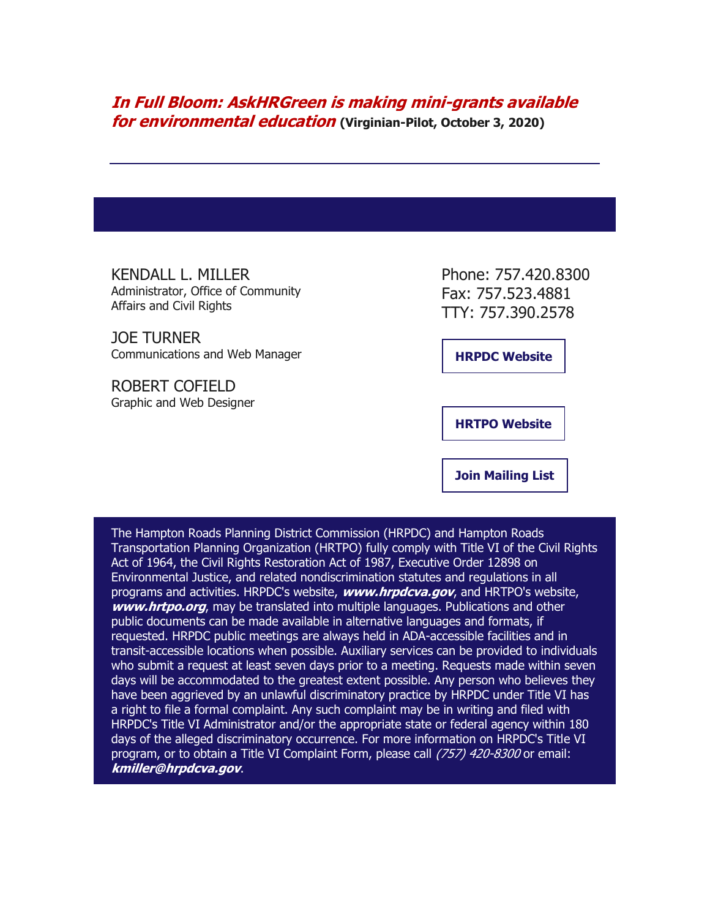***In Full Bloom: AskHRGreen is making mini-grants available for environmental education*** **(Virginian-Pilot, October 3, 2020)**

---

KENDALL L. MILLER
Administrator, Office of Community Affairs and Civil Rights

JOE TURNER
Communications and Web Manager

ROBERT COFIELD
Graphic and Web Designer

Phone: 757.420.8300
Fax: 757.523.4881
TTY: 757.390.2578

**HRPDC Website**

**HRTPO Website**

**Join Mailing List**

The Hampton Roads Planning District Commission (HRPDC) and Hampton Roads Transportation Planning Organization (HRTPO) fully comply with Title VI of the Civil Rights Act of 1964, the Civil Rights Restoration Act of 1987, Executive Order 12898 on Environmental Justice, and related nondiscrimination statutes and regulations in all programs and activities. HRPDC's website, ***www.hrpdcva.gov***, and HRTPO's website, ***www.hrtpo.org***, may be translated into multiple languages. Publications and other public documents can be made available in alternative languages and formats, if requested. HRPDC public meetings are always held in ADA-accessible facilities and in transit-accessible locations when possible. Auxiliary services can be provided to individuals who submit a request at least seven days prior to a meeting. Requests made within seven days will be accommodated to the greatest extent possible. Any person who believes they have been aggrieved by an unlawful discriminatory practice by HRPDC under Title VI has a right to file a formal complaint. Any such complaint may be in writing and filed with HRPDC's Title VI Administrator and/or the appropriate state or federal agency within 180 days of the alleged discriminatory occurrence. For more information on HRPDC's Title VI program, or to obtain a Title VI Complaint Form, please call *(757) 420-8300* or email: ***kmiller@hrpdcva.gov***.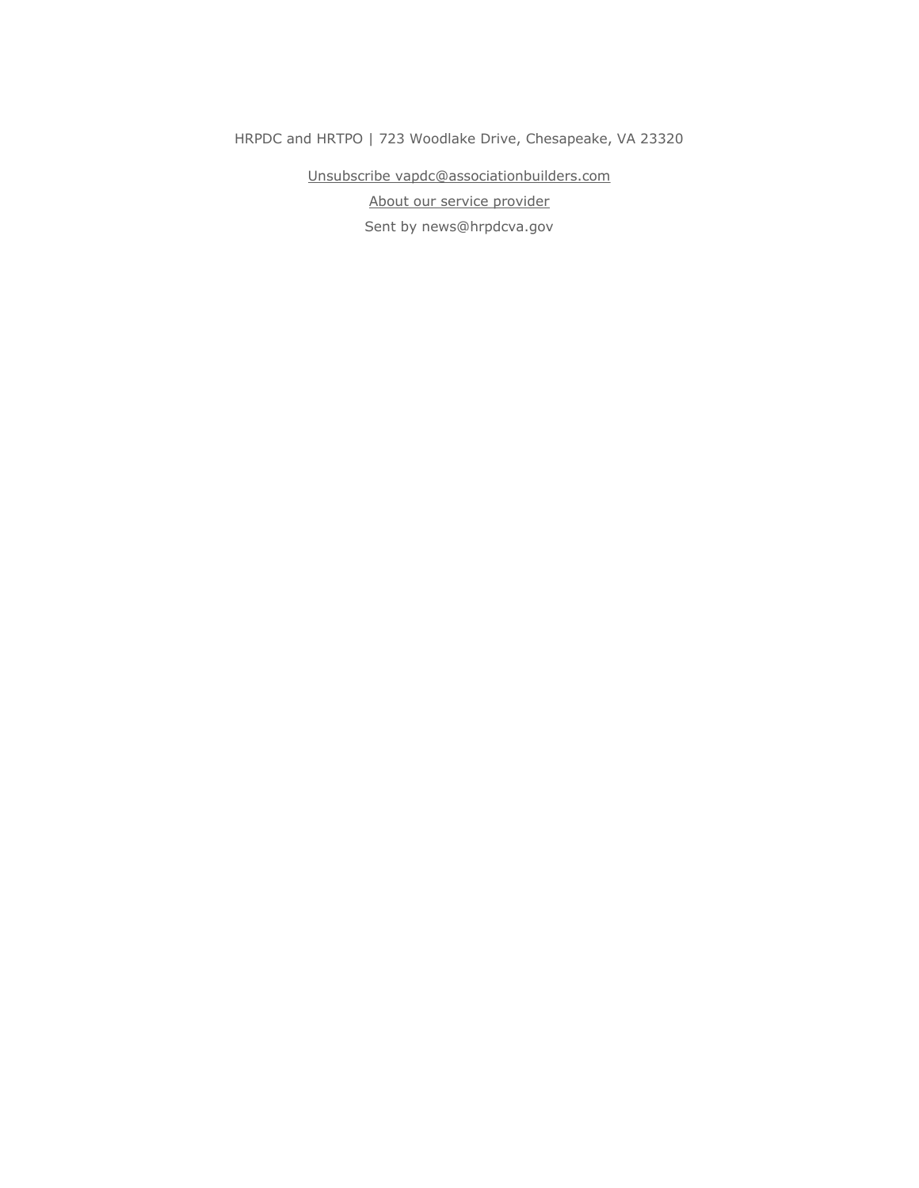HRPDC and HRTPO | 723 Woodlake Drive, Chesapeake, VA 23320

Unsubscribe vapdc@associationbuilders.com

About our service provider

Sent by news@hrpdcva.gov